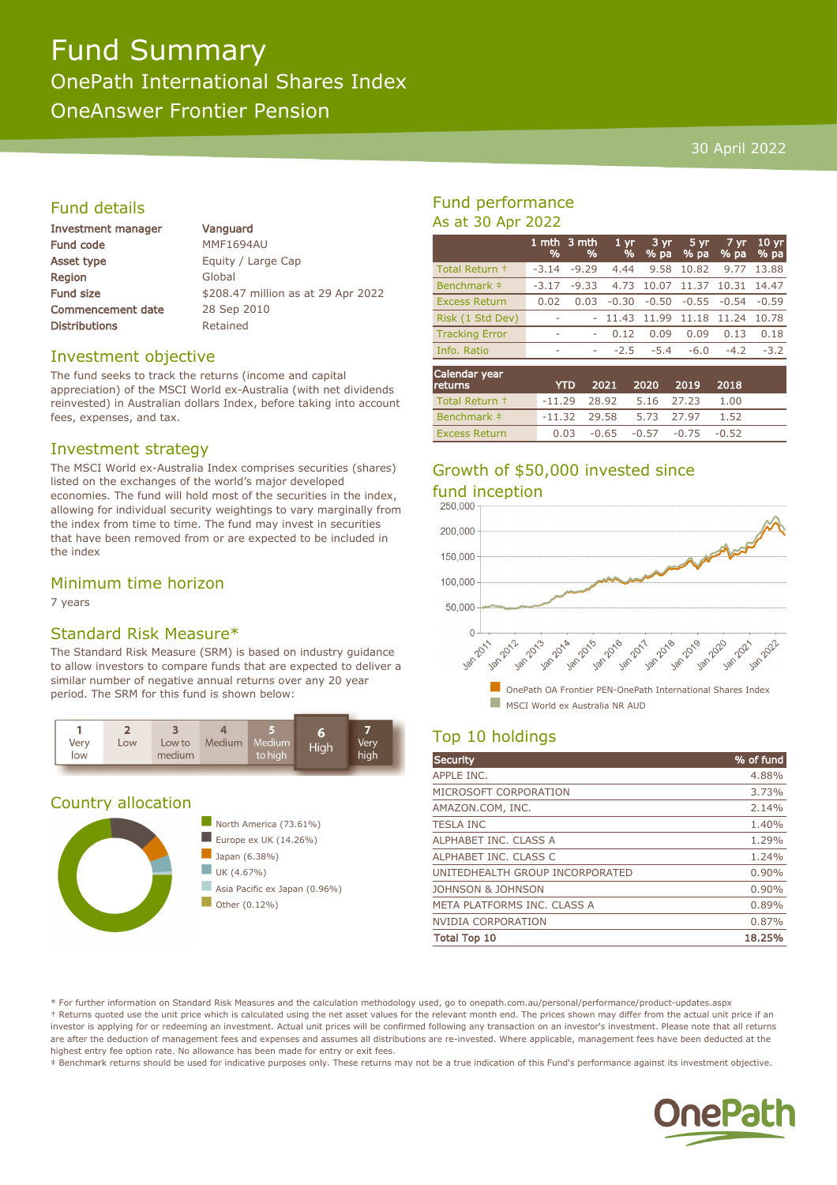# Fund Summary

## OnePath International Shares Index

## OneAnswer Frontier Pension

30 April 2022

## Fund details

| | |
|---|---|
| Investment manager | Vanguard |
| Fund code | MMF1694AU |
| Asset type | Equity / Large Cap |
| Region | Global |
| Fund size | $208.47 million as at 29 Apr 2022 |
| Commencement date | 28 Sep 2010 |
| Distributions | Retained |

## Investment objective

The fund seeks to track the returns (income and capital appreciation) of the MSCI World ex-Australia (with net dividends reinvested) in Australian dollars Index, before taking into account fees, expenses, and tax.

## Investment strategy

The MSCI World ex-Australia Index comprises securities (shares) listed on the exchanges of the world's major developed economies. The fund will hold most of the securities in the index, allowing for individual security weightings to vary marginally from the index from time to time. The fund may invest in securities that have been removed from or are expected to be included in the index

## Minimum time horizon

7 years

## Standard Risk Measure*

The Standard Risk Measure (SRM) is based on industry guidance to allow investors to compare funds that are expected to deliver a similar number of negative annual returns over any 20 year period. The SRM for this fund is shown below:

| 1 | 2 | 3 | 4 | 5 | 6 | 7 |
|---|---|---|---|---|---|---|
| Very low | Low | Low to medium | Medium | Medium to high | **High** | Very high |

## Country allocation

- North America (73.61%)
- Europe ex UK (14.26%)
- Japan (6.38%)
- UK (4.67%)
- Asia Pacific ex Japan (0.96%)
- Other (0.12%)

## Fund performance

### As at 30 Apr 2022

| | 1 mth % | 3 mth % | 1 yr % | 3 yr % pa | 5 yr % pa | 7 yr % pa | 10 yr % pa |
|---|---|---|---|---|---|---|---|
| Total Return † | -3.14 | -9.29 | 4.44 | 9.58 | 10.82 | 9.77 | 13.88 |
| Benchmark ‡ | -3.17 | -9.33 | 4.73 | 10.07 | 11.37 | 10.31 | 14.47 |
| Excess Return | 0.02 | 0.03 | -0.30 | -0.50 | -0.55 | -0.54 | -0.59 |
| Risk (1 Std Dev) | - | - | 11.43 | 11.99 | 11.18 | 11.24 | 10.78 |
| Tracking Error | - | - | 0.12 | 0.09 | 0.09 | 0.13 | 0.18 |
| Info. Ratio | - | - | -2.5 | -5.4 | -6.0 | -4.2 | -3.2 |

| Calendar year returns | YTD | 2021 | 2020 | 2019 | 2018 |
|---|---|---|---|---|---|
| Total Return † | -11.29 | 28.92 | 5.16 | 27.23 | 1.00 |
| Benchmark ‡ | -11.32 | 29.58 | 5.73 | 27.97 | 1.52 |
| Excess Return | 0.03 | -0.65 | -0.57 | -0.75 | -0.52 |

## Growth of $50,000 invested since fund inception

- OnePath OA Frontier PEN-OnePath International Shares Index
- MSCI World ex Australia NR AUD

## Top 10 holdings

| Security | % of fund |
|---|---|
| APPLE INC. | 4.88% |
| MICROSOFT CORPORATION | 3.73% |
| AMAZON.COM, INC. | 2.14% |
| TESLA INC | 1.40% |
| ALPHABET INC. CLASS A | 1.29% |
| ALPHABET INC. CLASS C | 1.24% |
| UNITEDHEALTH GROUP INCORPORATED | 0.90% |
| JOHNSON & JOHNSON | 0.90% |
| META PLATFORMS INC. CLASS A | 0.89% |
| NVIDIA CORPORATION | 0.87% |
| **Total Top 10** | **18.25%** |

* For further information on Standard Risk Measures and the calculation methodology used, go to onepath.com.au/personal/performance/product-updates.aspx
† Returns quoted use the unit price which is calculated using the net asset values for the relevant month end. The prices shown may differ from the actual unit price if an investor is applying for or redeeming an investment. Actual unit prices will be confirmed following any transaction on an investor's investment. Please note that all returns are after the deduction of management fees and expenses and assumes all distributions are re-invested. Where applicable, management fees have been deducted at the highest entry fee option rate. No allowance has been made for entry or exit fees.
‡ Benchmark returns should be used for indicative purposes only. These returns may not be a true indication of this Fund's performance against its investment objective.

OnePath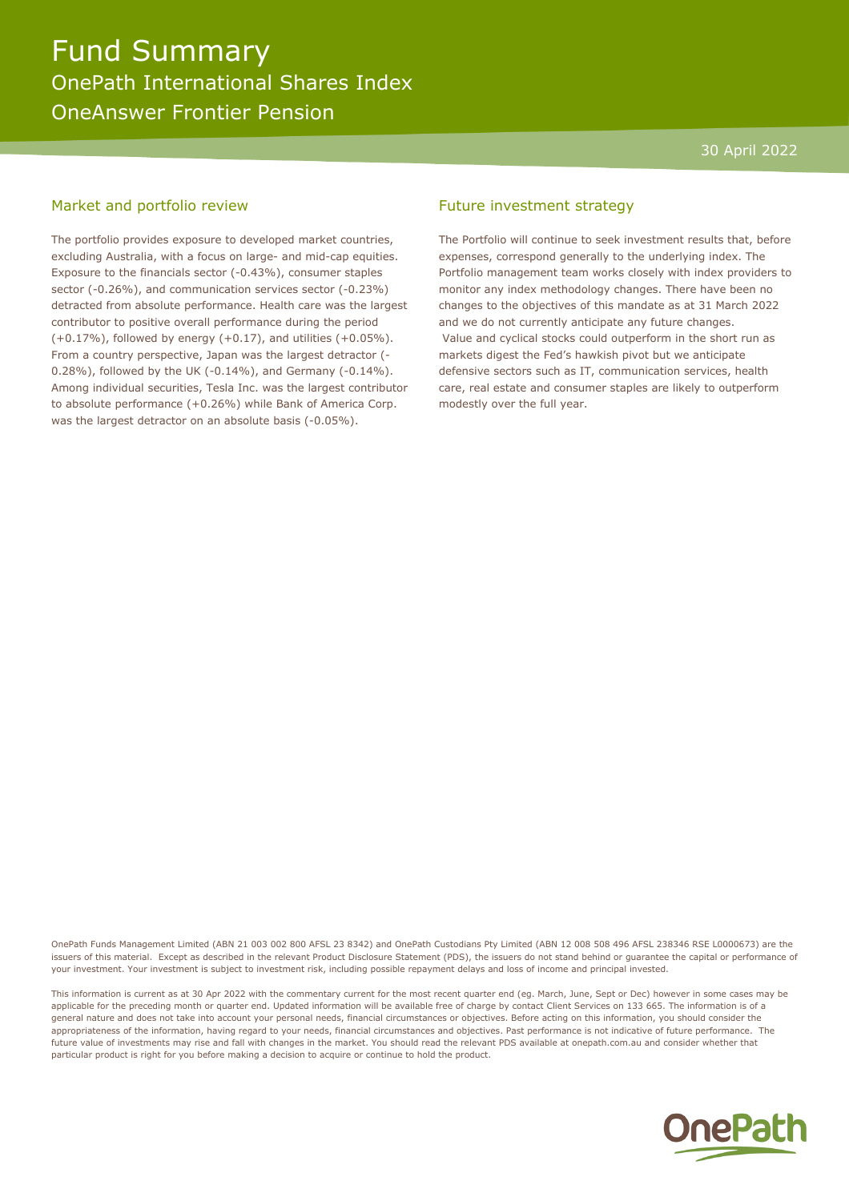# Fund Summary

## OnePath International Shares Index

## OneAnswer Frontier Pension

30 April 2022

### Market and portfolio review

The portfolio provides exposure to developed market countries, excluding Australia, with a focus on large- and mid-cap equities. Exposure to the financials sector (-0.43%), consumer staples sector (-0.26%), and communication services sector (-0.23%) detracted from absolute performance. Health care was the largest contributor to positive overall performance during the period (+0.17%), followed by energy (+0.17), and utilities (+0.05%). From a country perspective, Japan was the largest detractor (-0.28%), followed by the UK (-0.14%), and Germany (-0.14%). Among individual securities, Tesla Inc. was the largest contributor to absolute performance (+0.26%) while Bank of America Corp. was the largest detractor on an absolute basis (-0.05%).

### Future investment strategy

The Portfolio will continue to seek investment results that, before expenses, correspond generally to the underlying index. The Portfolio management team works closely with index providers to monitor any index methodology changes. There have been no changes to the objectives of this mandate as at 31 March 2022 and we do not currently anticipate any future changes.
Value and cyclical stocks could outperform in the short run as markets digest the Fed's hawkish pivot but we anticipate defensive sectors such as IT, communication services, health care, real estate and consumer staples are likely to outperform modestly over the full year.

OnePath Funds Management Limited (ABN 21 003 002 800 AFSL 23 8342) and OnePath Custodians Pty Limited (ABN 12 008 508 496 AFSL 238346 RSE L0000673) are the issuers of this material. Except as described in the relevant Product Disclosure Statement (PDS), the issuers do not stand behind or guarantee the capital or performance of your investment. Your investment is subject to investment risk, including possible repayment delays and loss of income and principal invested.

This information is current as at 30 Apr 2022 with the commentary current for the most recent quarter end (eg. March, June, Sept or Dec) however in some cases may be applicable for the preceding month or quarter end. Updated information will be available free of charge by contact Client Services on 133 665. The information is of a general nature and does not take into account your personal needs, financial circumstances or objectives. Before acting on this information, you should consider the appropriateness of the information, having regard to your needs, financial circumstances and objectives. Past performance is not indicative of future performance. The future value of investments may rise and fall with changes in the market. You should read the relevant PDS available at onepath.com.au and consider whether that particular product is right for you before making a decision to acquire or continue to hold the product.

OnePath